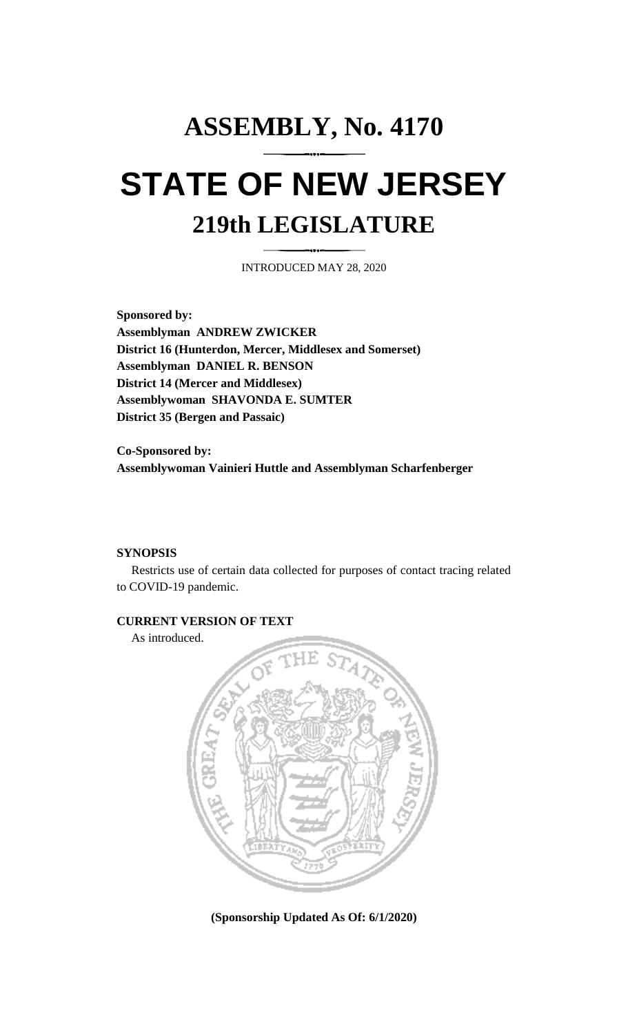# ASSEMBLY, No. 4170

# STATE OF NEW JERSEY

## 219th LEGISLATURE

INTRODUCED MAY 28, 2020

**Sponsored by:**
**Assemblyman ANDREW ZWICKER**
**District 16 (Hunterdon, Mercer, Middlesex and Somerset)**
**Assemblyman DANIEL R. BENSON**
**District 14 (Mercer and Middlesex)**
**Assemblywoman SHAVONDA E. SUMTER**
**District 35 (Bergen and Passaic)**

**Co-Sponsored by:**
**Assemblywoman Vainieri Huttle and Assemblyman Scharfenberger**

**SYNOPSIS**

Restricts use of certain data collected for purposes of contact tracing related to COVID-19 pandemic.

**CURRENT VERSION OF TEXT**

As introduced.

**(Sponsorship Updated As Of: 6/1/2020)**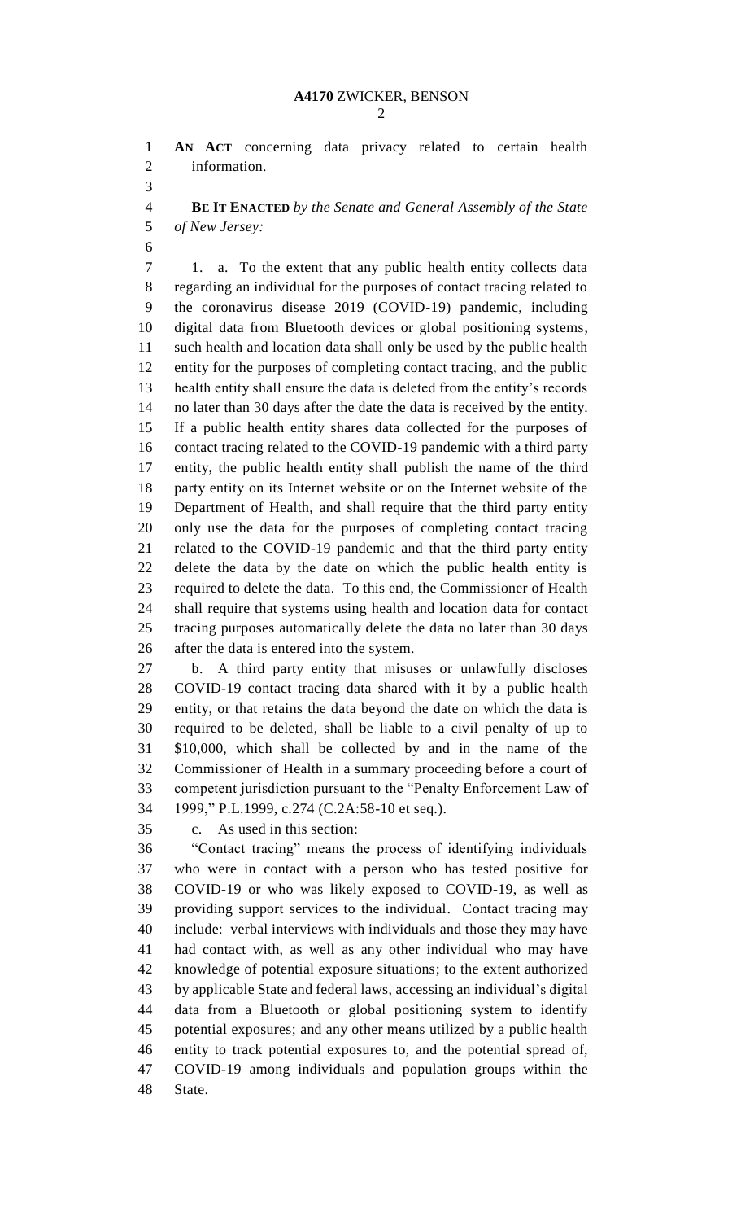**AN ACT** concerning data privacy related to certain health information.

**BE IT ENACTED** *by the Senate and General Assembly of the State of New Jersey:*

1. a. To the extent that any public health entity collects data regarding an individual for the purposes of contact tracing related to the coronavirus disease 2019 (COVID-19) pandemic, including digital data from Bluetooth devices or global positioning systems, such health and location data shall only be used by the public health entity for the purposes of completing contact tracing, and the public health entity shall ensure the data is deleted from the entity's records no later than 30 days after the date the data is received by the entity. If a public health entity shares data collected for the purposes of contact tracing related to the COVID-19 pandemic with a third party entity, the public health entity shall publish the name of the third party entity on its Internet website or on the Internet website of the Department of Health, and shall require that the third party entity only use the data for the purposes of completing contact tracing related to the COVID-19 pandemic and that the third party entity delete the data by the date on which the public health entity is required to delete the data. To this end, the Commissioner of Health shall require that systems using health and location data for contact tracing purposes automatically delete the data no later than 30 days after the data is entered into the system.

b. A third party entity that misuses or unlawfully discloses COVID-19 contact tracing data shared with it by a public health entity, or that retains the data beyond the date on which the data is required to be deleted, shall be liable to a civil penalty of up to $10,000, which shall be collected by and in the name of the Commissioner of Health in a summary proceeding before a court of competent jurisdiction pursuant to the "Penalty Enforcement Law of 1999," P.L.1999, c.274 (C.2A:58-10 et seq.).

c. As used in this section:

"Contact tracing" means the process of identifying individuals who were in contact with a person who has tested positive for COVID-19 or who was likely exposed to COVID-19, as well as providing support services to the individual. Contact tracing may include: verbal interviews with individuals and those they may have had contact with, as well as any other individual who may have knowledge of potential exposure situations; to the extent authorized by applicable State and federal laws, accessing an individual's digital data from a Bluetooth or global positioning system to identify potential exposures; and any other means utilized by a public health entity to track potential exposures to, and the potential spread of, COVID-19 among individuals and population groups within the State.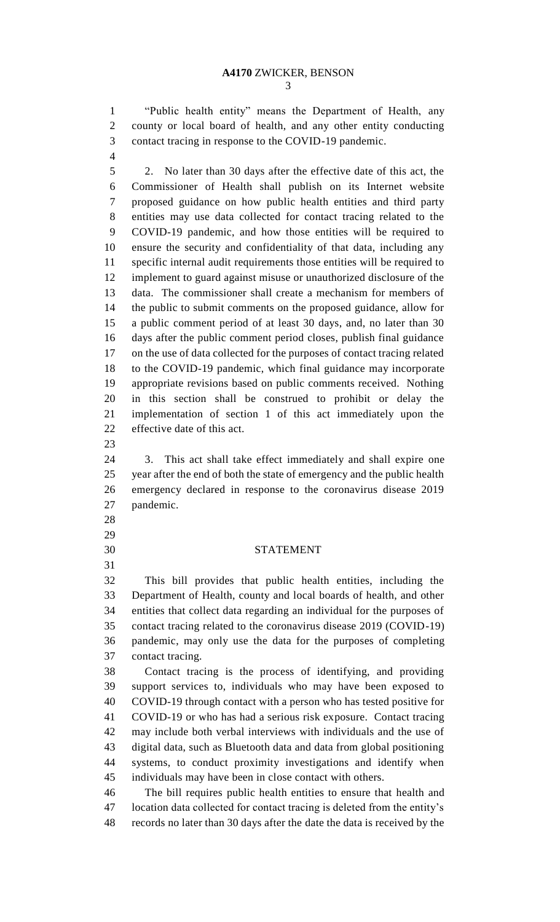"Public health entity" means the Department of Health, any county or local board of health, and any other entity conducting contact tracing in response to the COVID-19 pandemic.

2. No later than 30 days after the effective date of this act, the Commissioner of Health shall publish on its Internet website proposed guidance on how public health entities and third party entities may use data collected for contact tracing related to the COVID-19 pandemic, and how those entities will be required to ensure the security and confidentiality of that data, including any specific internal audit requirements those entities will be required to implement to guard against misuse or unauthorized disclosure of the data. The commissioner shall create a mechanism for members of the public to submit comments on the proposed guidance, allow for a public comment period of at least 30 days, and, no later than 30 days after the public comment period closes, publish final guidance on the use of data collected for the purposes of contact tracing related to the COVID-19 pandemic, which final guidance may incorporate appropriate revisions based on public comments received. Nothing in this section shall be construed to prohibit or delay the implementation of section 1 of this act immediately upon the effective date of this act.

3. This act shall take effect immediately and shall expire one year after the end of both the state of emergency and the public health emergency declared in response to the coronavirus disease 2019 pandemic.

## STATEMENT

This bill provides that public health entities, including the Department of Health, county and local boards of health, and other entities that collect data regarding an individual for the purposes of contact tracing related to the coronavirus disease 2019 (COVID-19) pandemic, may only use the data for the purposes of completing contact tracing.

Contact tracing is the process of identifying, and providing support services to, individuals who may have been exposed to COVID-19 through contact with a person who has tested positive for COVID-19 or who has had a serious risk exposure. Contact tracing may include both verbal interviews with individuals and the use of digital data, such as Bluetooth data and data from global positioning systems, to conduct proximity investigations and identify when individuals may have been in close contact with others.

The bill requires public health entities to ensure that health and location data collected for contact tracing is deleted from the entity's records no later than 30 days after the date the data is received by the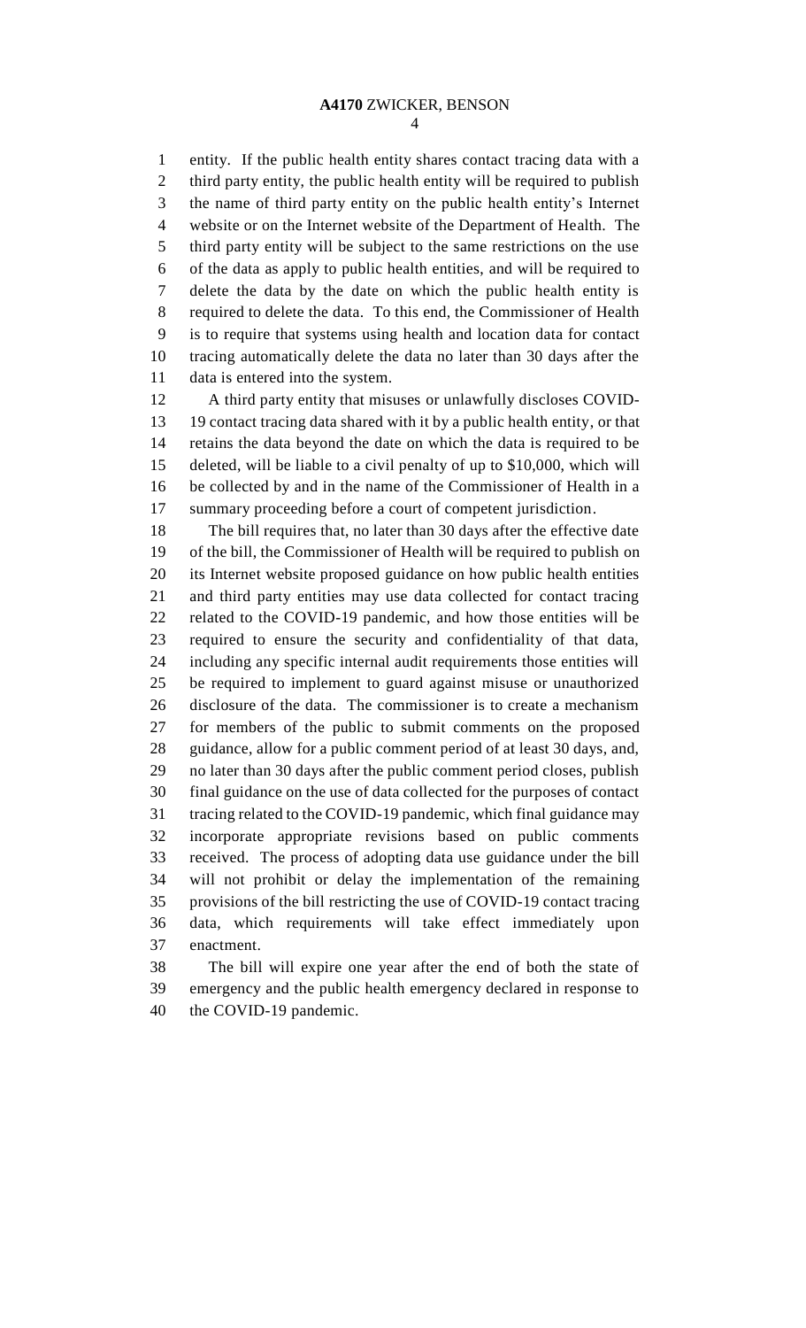entity. If the public health entity shares contact tracing data with a third party entity, the public health entity will be required to publish the name of third party entity on the public health entity's Internet website or on the Internet website of the Department of Health. The third party entity will be subject to the same restrictions on the use of the data as apply to public health entities, and will be required to delete the data by the date on which the public health entity is required to delete the data. To this end, the Commissioner of Health is to require that systems using health and location data for contact tracing automatically delete the data no later than 30 days after the data is entered into the system.

A third party entity that misuses or unlawfully discloses COVID-19 contact tracing data shared with it by a public health entity, or that retains the data beyond the date on which the data is required to be deleted, will be liable to a civil penalty of up to $10,000, which will be collected by and in the name of the Commissioner of Health in a summary proceeding before a court of competent jurisdiction.

The bill requires that, no later than 30 days after the effective date of the bill, the Commissioner of Health will be required to publish on its Internet website proposed guidance on how public health entities and third party entities may use data collected for contact tracing related to the COVID-19 pandemic, and how those entities will be required to ensure the security and confidentiality of that data, including any specific internal audit requirements those entities will be required to implement to guard against misuse or unauthorized disclosure of the data. The commissioner is to create a mechanism for members of the public to submit comments on the proposed guidance, allow for a public comment period of at least 30 days, and, no later than 30 days after the public comment period closes, publish final guidance on the use of data collected for the purposes of contact tracing related to the COVID-19 pandemic, which final guidance may incorporate appropriate revisions based on public comments received. The process of adopting data use guidance under the bill will not prohibit or delay the implementation of the remaining provisions of the bill restricting the use of COVID-19 contact tracing data, which requirements will take effect immediately upon enactment.

The bill will expire one year after the end of both the state of emergency and the public health emergency declared in response to the COVID-19 pandemic.